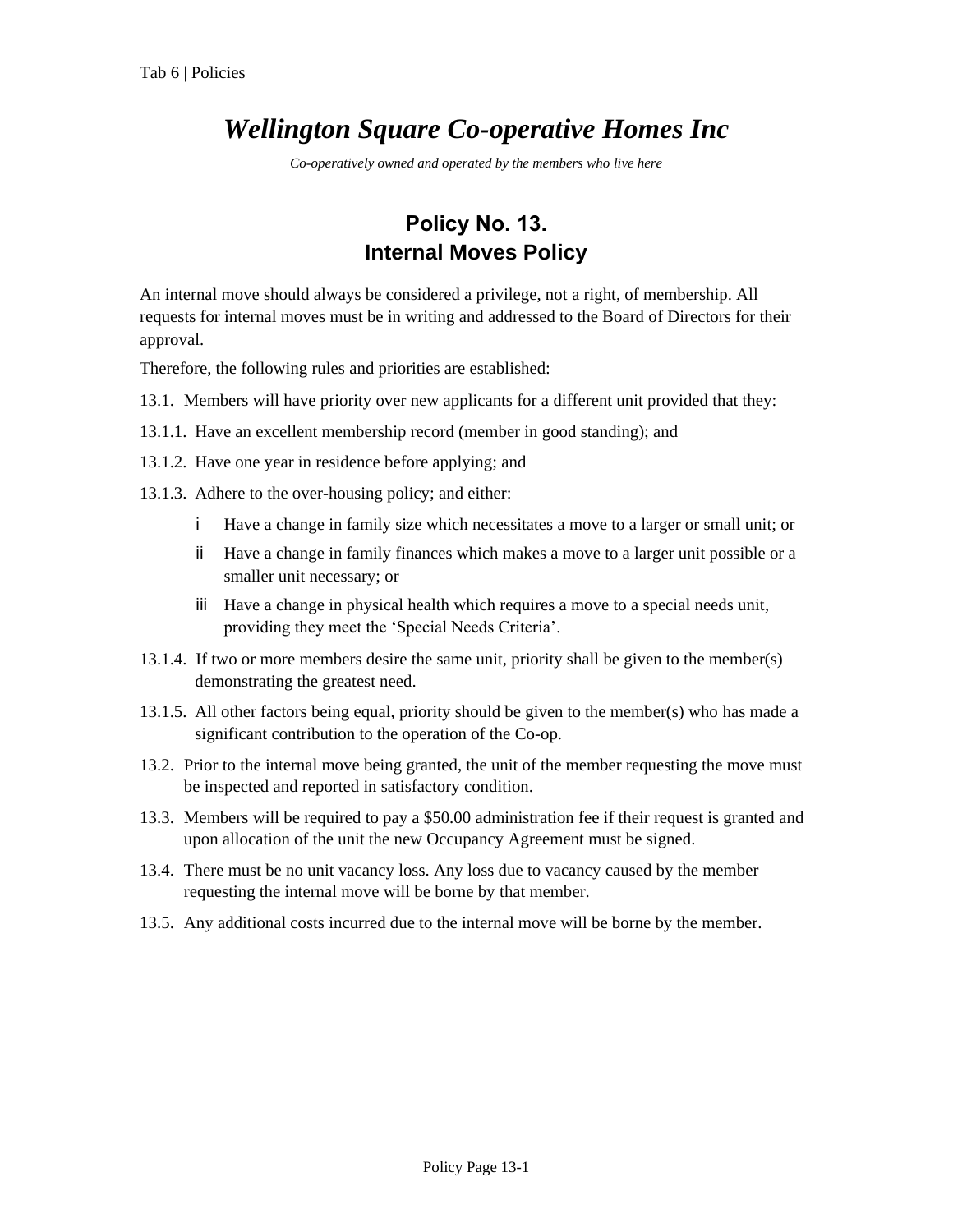# *Wellington Square Co-operative Homes Inc*

*Co-operatively owned and operated by the members who live here*

## Policy No. 13.
## Internal Moves Policy

An internal move should always be considered a privilege, not a right, of membership. All requests for internal moves must be in writing and addressed to the Board of Directors for their approval.

Therefore, the following rules and priorities are established:

13.1. Members will have priority over new applicants for a different unit provided that they:

13.1.1. Have an excellent membership record (member in good standing); and

13.1.2. Have one year in residence before applying; and

13.1.3. Adhere to the over-housing policy; and either:

- i Have a change in family size which necessitates a move to a larger or small unit; or
- ii Have a change in family finances which makes a move to a larger unit possible or a smaller unit necessary; or
- iii Have a change in physical health which requires a move to a special needs unit, providing they meet the 'Special Needs Criteria'.

13.1.4. If two or more members desire the same unit, priority shall be given to the member(s) demonstrating the greatest need.

13.1.5. All other factors being equal, priority should be given to the member(s) who has made a significant contribution to the operation of the Co-op.

13.2. Prior to the internal move being granted, the unit of the member requesting the move must be inspected and reported in satisfactory condition.

13.3. Members will be required to pay a $50.00 administration fee if their request is granted and upon allocation of the unit the new Occupancy Agreement must be signed.

13.4. There must be no unit vacancy loss. Any loss due to vacancy caused by the member requesting the internal move will be borne by that member.

13.5. Any additional costs incurred due to the internal move will be borne by the member.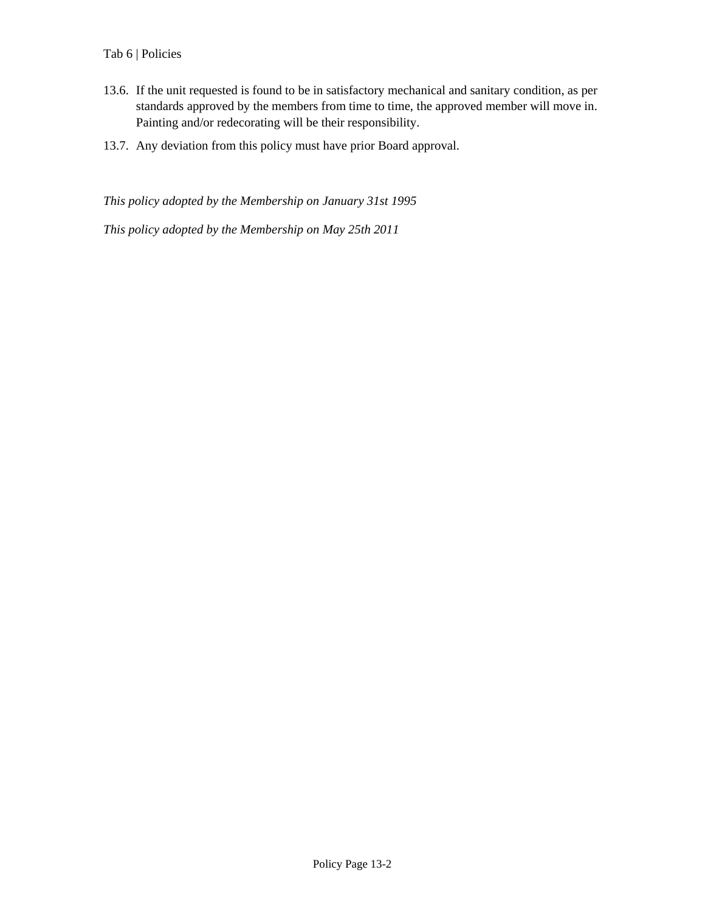13.6. If the unit requested is found to be in satisfactory mechanical and sanitary condition, as per standards approved by the members from time to time, the approved member will move in. Painting and/or redecorating will be their responsibility.

13.7. Any deviation from this policy must have prior Board approval.

*This policy adopted by the Membership on January 31st 1995*

*This policy adopted by the Membership on May 25th 2011*